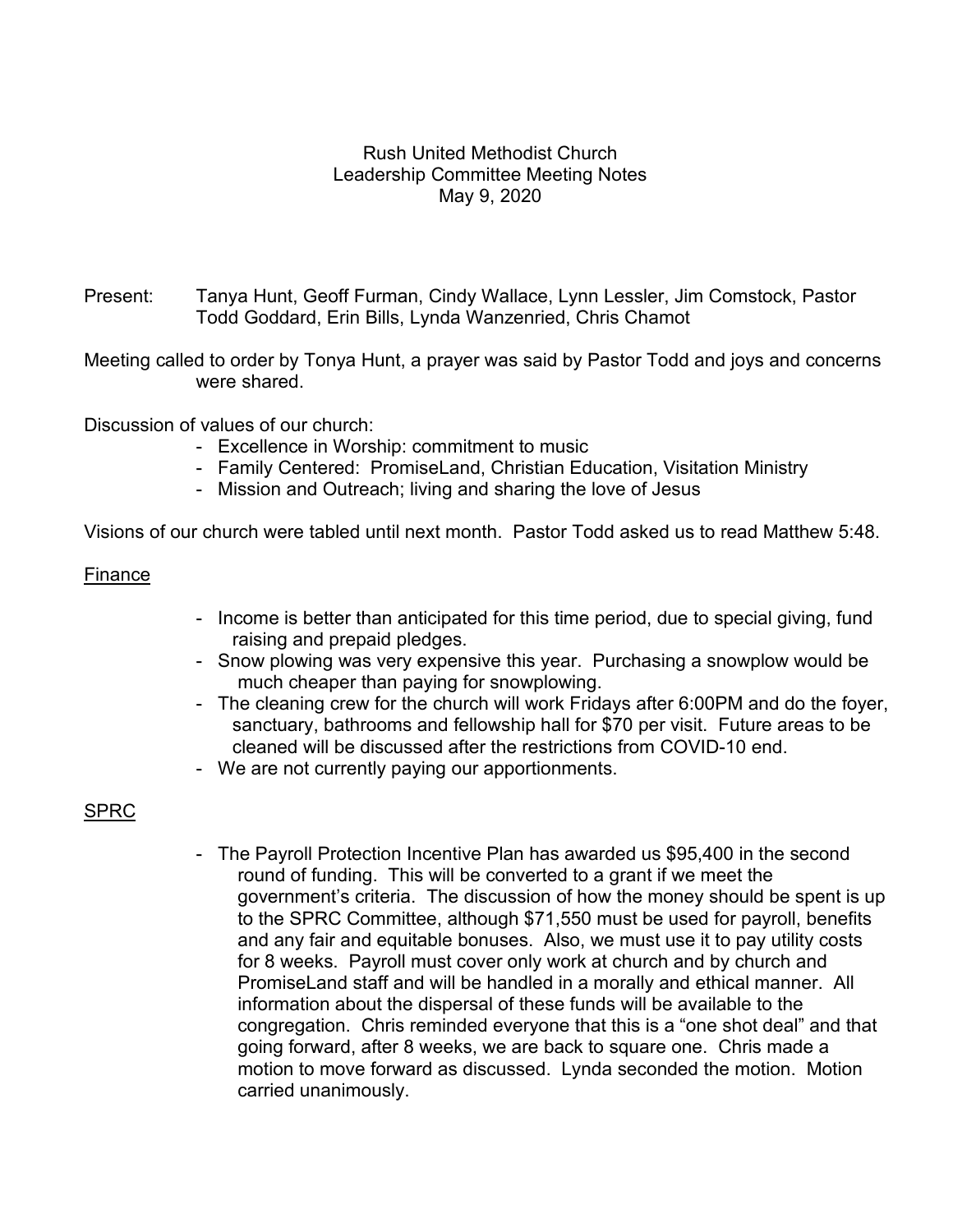Rush United Methodist Church
Leadership Committee Meeting Notes
May 9, 2020

Present: Tanya Hunt, Geoff Furman, Cindy Wallace, Lynn Lessler, Jim Comstock, Pastor Todd Goddard, Erin Bills, Lynda Wanzenried, Chris Chamot

Meeting called to order by Tonya Hunt, a prayer was said by Pastor Todd and joys and concerns were shared.

Discussion of values of our church:

- Excellence in Worship: commitment to music
- Family Centered: PromiseLand, Christian Education, Visitation Ministry
- Mission and Outreach; living and sharing the love of Jesus

Visions of our church were tabled until next month. Pastor Todd asked us to read Matthew 5:48.

## Finance

- Income is better than anticipated for this time period, due to special giving, fund raising and prepaid pledges.
- Snow plowing was very expensive this year. Purchasing a snowplow would be much cheaper than paying for snowplowing.
- The cleaning crew for the church will work Fridays after 6:00PM and do the foyer, sanctuary, bathrooms and fellowship hall for $70 per visit. Future areas to be cleaned will be discussed after the restrictions from COVID-10 end.
- We are not currently paying our apportionments.

## SPRC

- The Payroll Protection Incentive Plan has awarded us $95,400 in the second round of funding. This will be converted to a grant if we meet the government's criteria. The discussion of how the money should be spent is up to the SPRC Committee, although $71,550 must be used for payroll, benefits and any fair and equitable bonuses. Also, we must use it to pay utility costs for 8 weeks. Payroll must cover only work at church and by church and PromiseLand staff and will be handled in a morally and ethical manner. All information about the dispersal of these funds will be available to the congregation. Chris reminded everyone that this is a "one shot deal" and that going forward, after 8 weeks, we are back to square one. Chris made a motion to move forward as discussed. Lynda seconded the motion. Motion carried unanimously.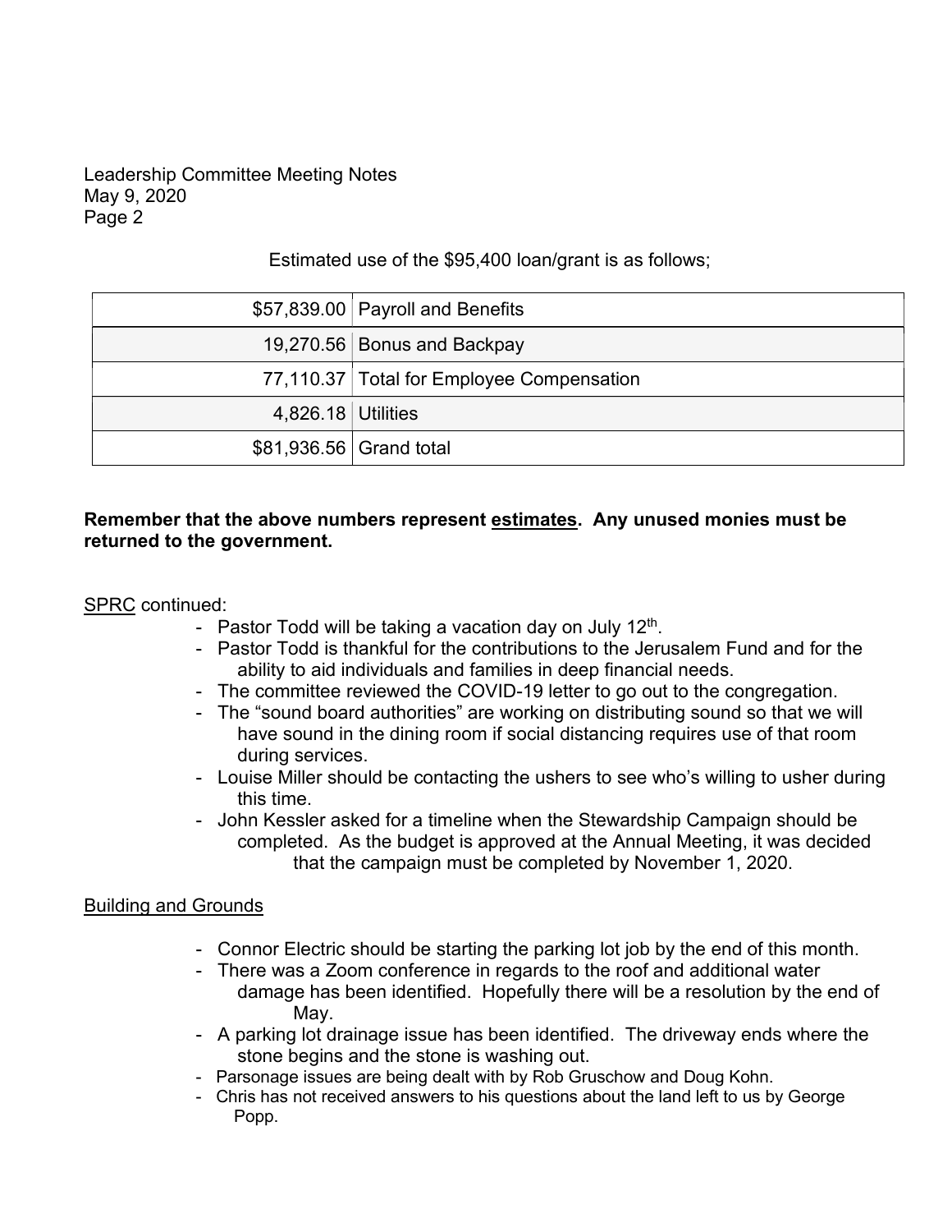Estimated use of the $95,400 loan/grant is as follows;

| | |
|---|---|
| $57,839.00 | Payroll and Benefits |
| 19,270.56 | Bonus and Backpay |
| 77,110.37 | Total for Employee Compensation |
| 4,826.18 | Utilities |
| $81,936.56 | Grand total |

**Remember that the above numbers represent estimates. Any unused monies must be returned to the government.**

SPRC continued:

- Pastor Todd will be taking a vacation day on July 12th.
- Pastor Todd is thankful for the contributions to the Jerusalem Fund and for the ability to aid individuals and families in deep financial needs.
- The committee reviewed the COVID-19 letter to go out to the congregation.
- The "sound board authorities" are working on distributing sound so that we will have sound in the dining room if social distancing requires use of that room during services.
- Louise Miller should be contacting the ushers to see who's willing to usher during this time.
- John Kessler asked for a timeline when the Stewardship Campaign should be completed. As the budget is approved at the Annual Meeting, it was decided that the campaign must be completed by November 1, 2020.

Building and Grounds

- Connor Electric should be starting the parking lot job by the end of this month.
- There was a Zoom conference in regards to the roof and additional water damage has been identified. Hopefully there will be a resolution by the end of May.
- A parking lot drainage issue has been identified. The driveway ends where the stone begins and the stone is washing out.
- Parsonage issues are being dealt with by Rob Gruschow and Doug Kohn.
- Chris has not received answers to his questions about the land left to us by George Popp.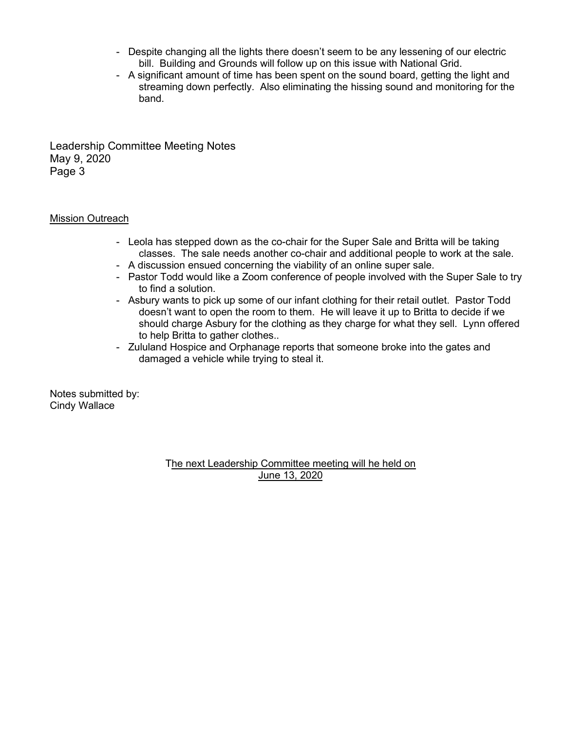- Despite changing all the lights there doesn't seem to be any lessening of our electric bill. Building and Grounds will follow up on this issue with National Grid.
- A significant amount of time has been spent on the sound board, getting the light and streaming down perfectly. Also eliminating the hissing sound and monitoring for the band.

<u>Mission Outreach</u>

- Leola has stepped down as the co-chair for the Super Sale and Britta will be taking classes. The sale needs another co-chair and additional people to work at the sale.
- A discussion ensued concerning the viability of an online super sale.
- Pastor Todd would like a Zoom conference of people involved with the Super Sale to try to find a solution.
- Asbury wants to pick up some of our infant clothing for their retail outlet. Pastor Todd doesn't want to open the room to them. He will leave it up to Britta to decide if we should charge Asbury for the clothing as they charge for what they sell. Lynn offered to help Britta to gather clothes..
- Zululand Hospice and Orphanage reports that someone broke into the gates and damaged a vehicle while trying to steal it.

Notes submitted by:
Cindy Wallace

<u>The next Leadership Committee meeting will he held on June 13, 2020</u>